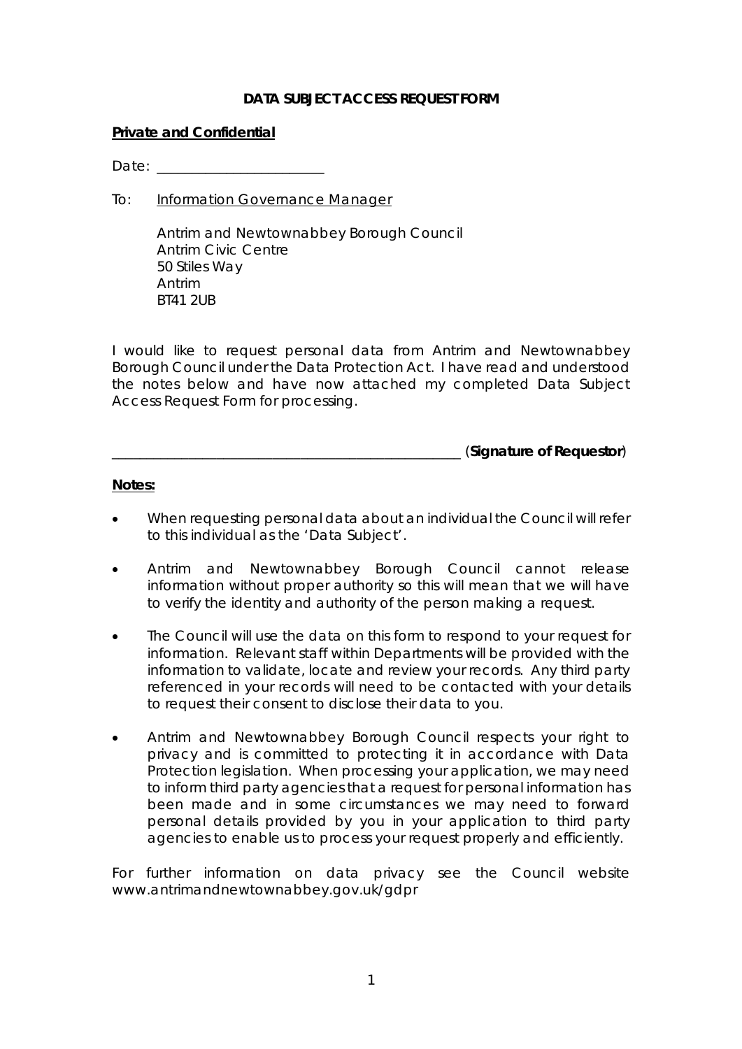# DATA SUBJECT ACCESS REQUEST FORM

**Private and Confidential**

Date: ______________________

To: Information Governance Manager

Antrim and Newtownabbey Borough Council
Antrim Civic Centre
50 Stiles Way
Antrim
BT41 2UB

I would like to request personal data from Antrim and Newtownabbey Borough Council under the Data Protection Act. I have read and understood the notes below and have now attached my completed Data Subject Access Request Form for processing.

_____________________________________________ (**Signature of Requestor**)

**Notes:**

- When requesting personal data about an individual the Council will refer to this individual as the 'Data Subject'.
- Antrim and Newtownabbey Borough Council cannot release information without proper authority so this will mean that we will have to verify the identity and authority of the person making a request.
- The Council will use the data on this form to respond to your request for information. Relevant staff within Departments will be provided with the information to validate, locate and review your records. Any third party referenced in your records will need to be contacted with your details to request their consent to disclose their data to you.
- Antrim and Newtownabbey Borough Council respects your right to privacy and is committed to protecting it in accordance with Data Protection legislation. When processing your application, we may need to inform third party agencies that a request for personal information has been made and in some circumstances we may need to forward personal details provided by you in your application to third party agencies to enable us to process your request properly and efficiently.

For further information on data privacy see the Council website www.antrimandnewtownabbey.gov.uk/gdpr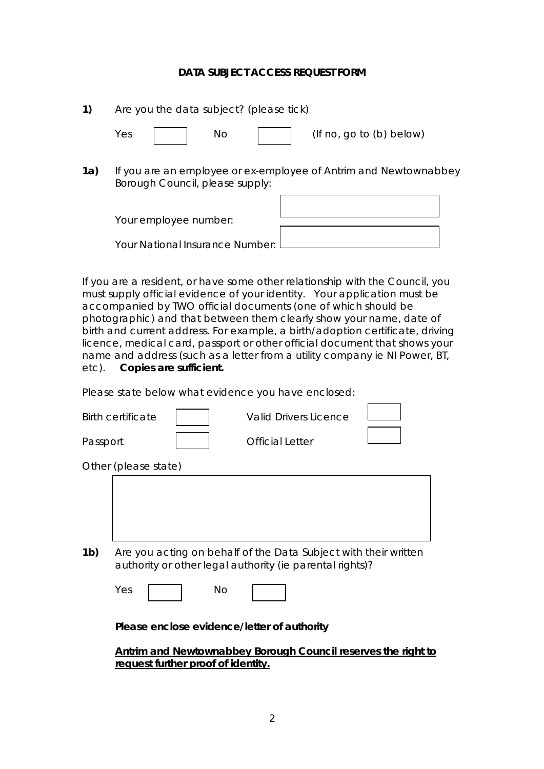## DATA SUBJECT ACCESS REQUEST FORM

**1)** Are you the data subject? (please tick)

Yes ☐ No ☐ (If no, go to (b) below)

**1a)** If you are an employee or ex-employee of Antrim and Newtownabbey Borough Council, please supply:

Your employee number: ____________________

Your National Insurance Number: ____________________

If you are a resident, or have some other relationship with the Council, you must supply official evidence of your identity. Your application must be accompanied by TWO official documents (one of which should be photographic) and that between them clearly show your name, date of birth and current address. For example, a birth/adoption certificate, driving licence, medical card, passport or other official document that shows your name and address (such as a letter from a utility company ie NI Power, BT, etc). **Copies are sufficient.**

Please state below what evidence you have enclosed:

| | | | |
|---|---|---|---|
| Birth certificate | ☐ | Valid Drivers Licence | ☐ |
| Passport | ☐ | Official Letter | ☐ |

Other (please state)

____________________

**1b)** Are you acting on behalf of the Data Subject with their written authority or other legal authority (ie parental rights)?

Yes ☐ No ☐

**Please enclose evidence/letter of authority**

**Antrim and Newtownabbey Borough Council reserves the right to request further proof of identity.**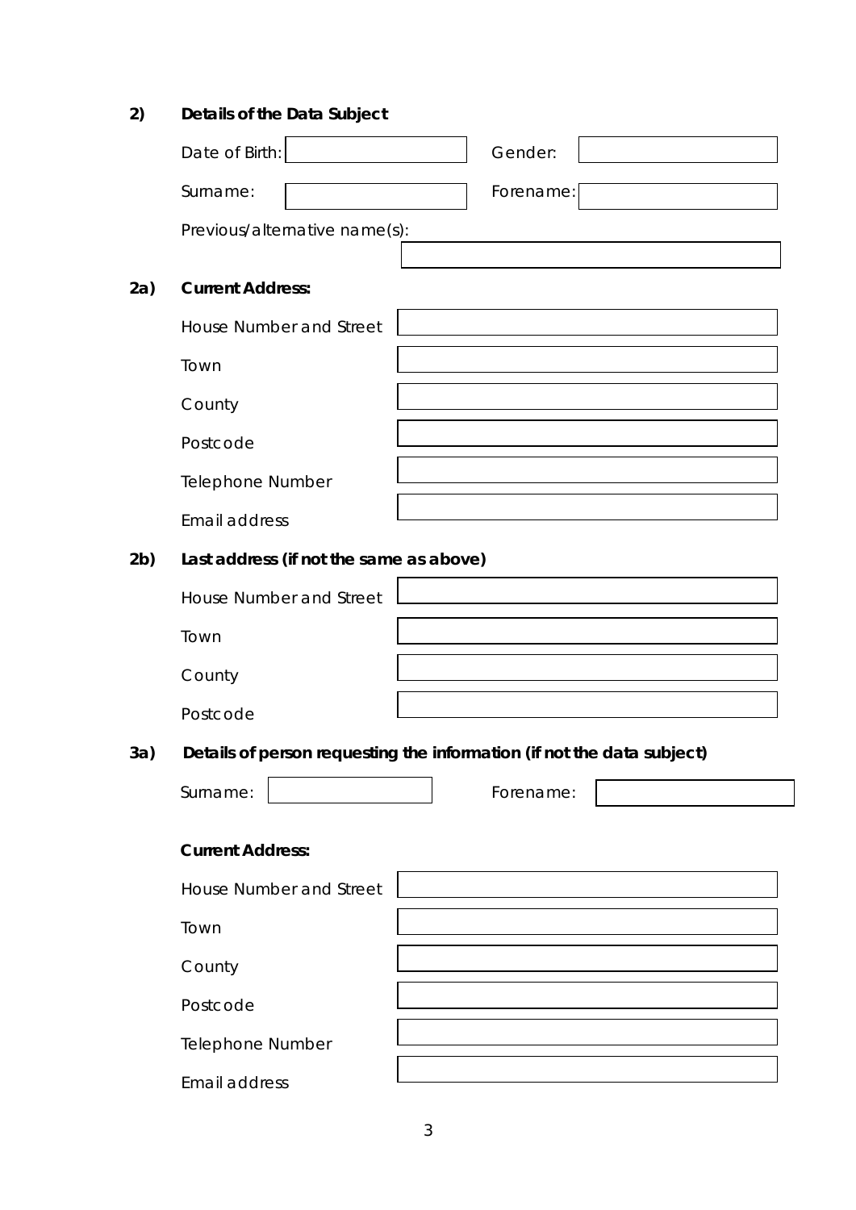**2) Details of the Data Subject**

Date of Birth: 

Gender: 

Surname: 

Forename: 

Previous/alternative name(s):

**2a) Current Address:**

House Number and Street

Town

County

Postcode

Telephone Number

Email address

**2b) Last address (if not the same as above)**

House Number and Street

Town

County

Postcode

**3a) Details of person requesting the information (if not the data subject)**

Surname: 

Forename: 

**Current Address:**

House Number and Street

Town

County

Postcode

Telephone Number

Email address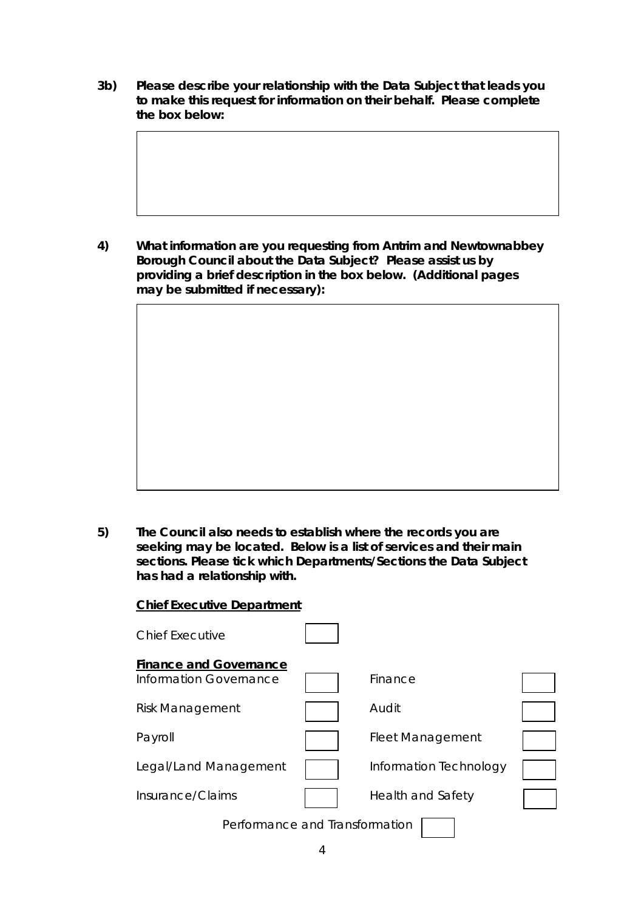**3b) Please describe your relationship with the Data Subject that leads you to make this request for information on their behalf. Please complete the box below:**

| |
|---|
| |

**4) What information are you requesting from Antrim and Newtownabbey Borough Council about the Data Subject? Please assist us by providing a brief description in the box below. (Additional pages may be submitted if necessary):**

| |
|---|
| |

**5) The Council also needs to establish where the records you are seeking may be located. Below is a list of services and their main sections. Please tick which Departments/Sections the Data Subject has had a relationship with.**

**<u>Chief Executive Department</u>**

Chief Executive ☐

**<u>Finance and Governance</u>**

| | | | |
|---|---|---|---|
| Information Governance | ☐ | Finance | ☐ |
| Risk Management | ☐ | Audit | ☐ |
| Payroll | ☐ | Fleet Management | ☐ |
| Legal/Land Management | ☐ | Information Technology | ☐ |
| Insurance/Claims | ☐ | Health and Safety | ☐ |

Performance and Transformation ☐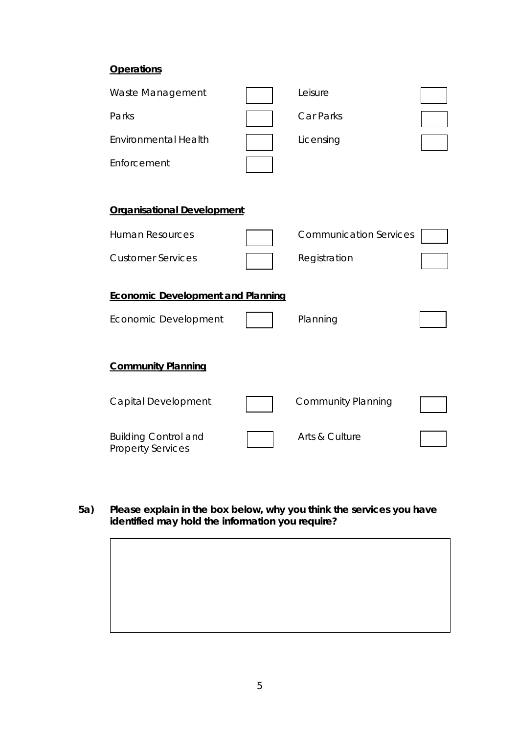**Operations**

| | | | |
|---|---|---|---|
| Waste Management | ☐ | Leisure | ☐ |
| Parks | ☐ | Car Parks | ☐ |
| Environmental Health | ☐ | Licensing | ☐ |
| Enforcement | ☐ | | |

**Organisational Development**

| | | | |
|---|---|---|---|
| Human Resources | ☐ | Communication Services | ☐ |
| Customer Services | ☐ | Registration | ☐ |

**Economic Development and Planning**

| | | | |
|---|---|---|---|
| Economic Development | ☐ | Planning | ☐ |

**Community Planning**

| | | | |
|---|---|---|---|
| Capital Development | ☐ | Community Planning | ☐ |
| Building Control and Property Services | ☐ | Arts & Culture | ☐ |

**5a) Please explain in the box below, why you think the services you have identified may hold the information you require?**

| |
|---|
| |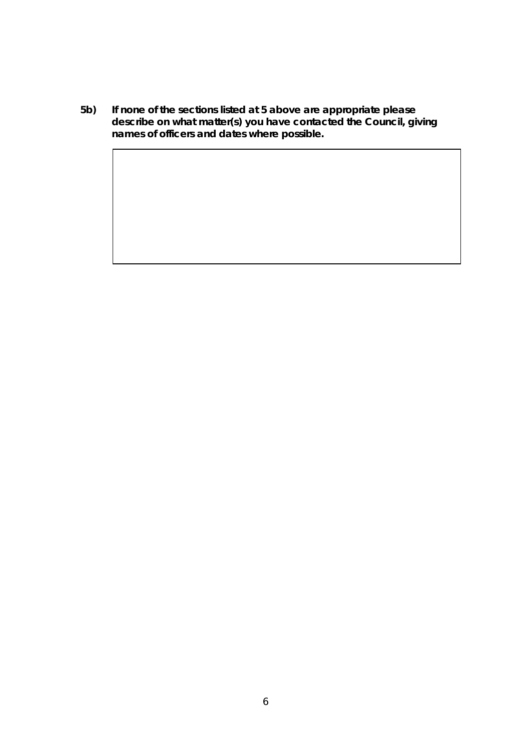**5b) If none of the sections listed at 5 above are appropriate please describe on what matter(s) you have contacted the Council, giving names of officers and dates where possible.**

| |
|---|
| |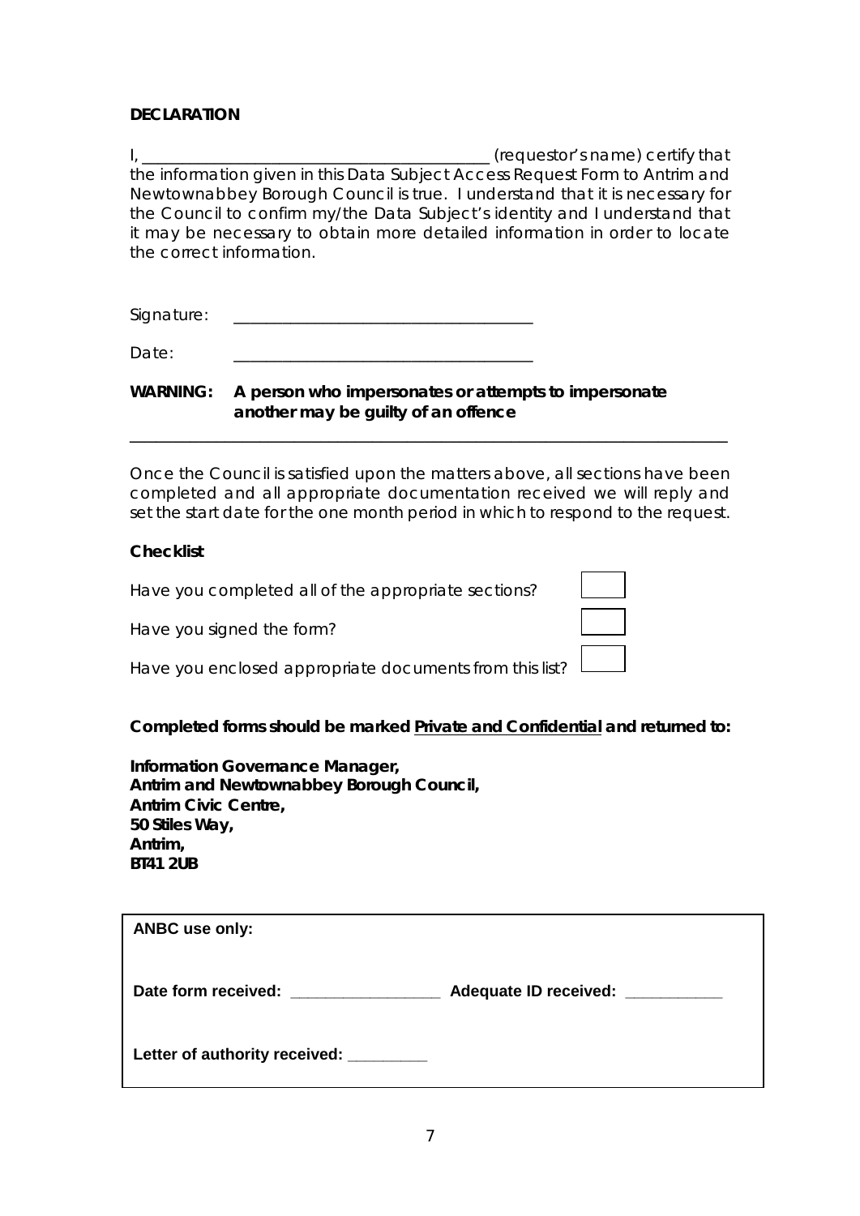**DECLARATION**

I, ________________________________________ (requestor's name) certify that the information given in this Data Subject Access Request Form to Antrim and Newtownabbey Borough Council is true. I understand that it is necessary for the Council to confirm my/the Data Subject's identity and I understand that it may be necessary to obtain more detailed information in order to locate the correct information.

Signature: ___________________________________

Date: ___________________________________

**WARNING: A person who impersonates or attempts to impersonate another may be guilty of an offence**

---

Once the Council is satisfied upon the matters above, all sections have been completed and all appropriate documentation received we will reply and set the start date for the one month period in which to respond to the request.

**Checklist**

Have you completed all of the appropriate sections? ☐

Have you signed the form? ☐

Have you enclosed appropriate documents from this list? ☐

**Completed forms should be marked <u>Private and Confidential</u> and returned to:**

**Information Governance Manager,**
**Antrim and Newtownabbey Borough Council,**
**Antrim Civic Centre,**
**50 Stiles Way,**
**Antrim,**
**BT41 2UB**

| |
|---|
| **ANBC use only:** |
| **Date form received:** _________________ **Adequate ID received:** ___________ |
| **Letter of authority received:** _________ |